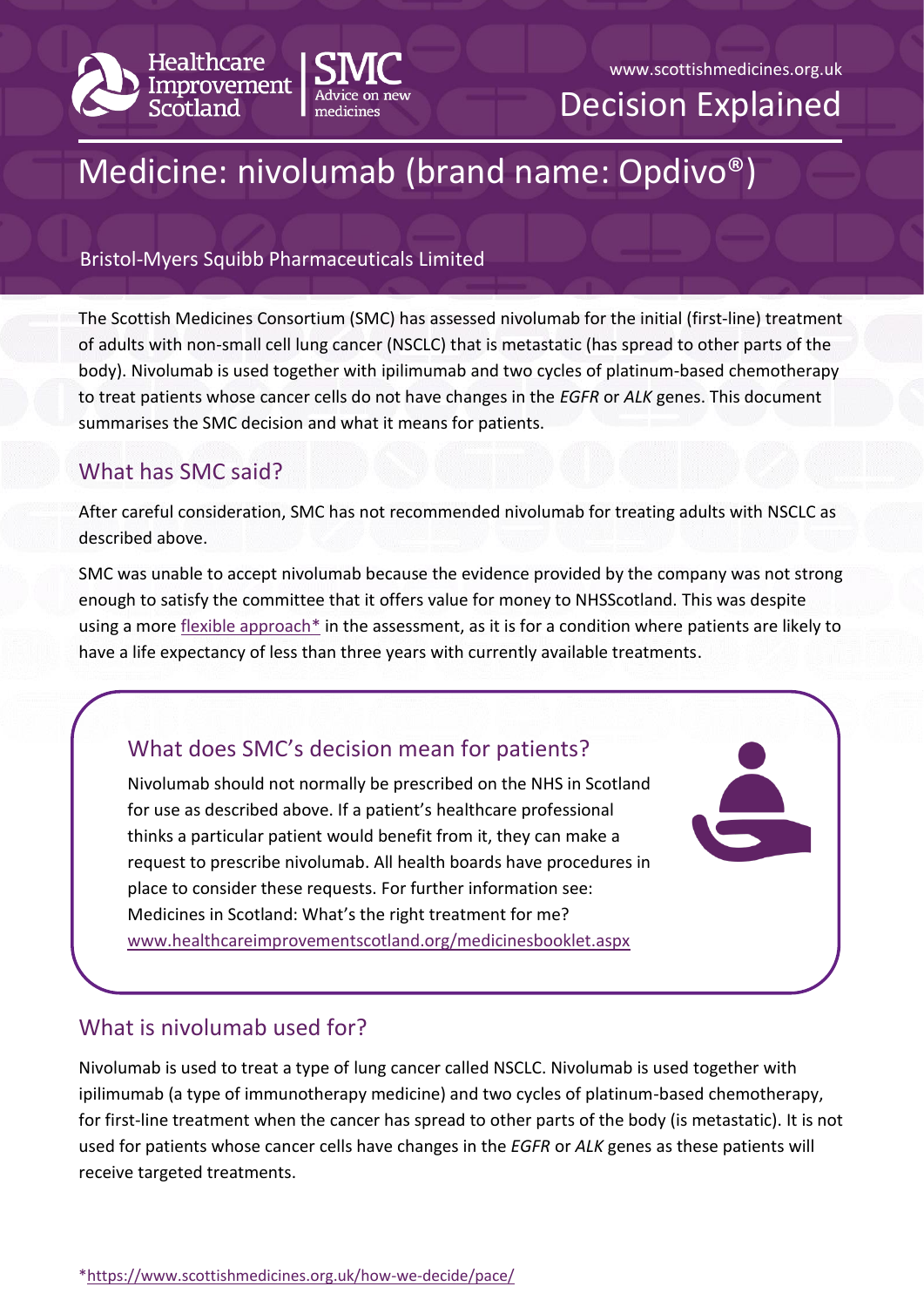Healthcare Improvement Scotland | SMC Advice on new medicines

www.scottishmedicines.org.uk

Decision Explained

# Medicine: nivolumab (brand name: Opdivo®)

Bristol-Myers Squibb Pharmaceuticals Limited

The Scottish Medicines Consortium (SMC) has assessed nivolumab for the initial (first-line) treatment of adults with non-small cell lung cancer (NSCLC) that is metastatic (has spread to other parts of the body). Nivolumab is used together with ipilimumab and two cycles of platinum-based chemotherapy to treat patients whose cancer cells do not have changes in the *EGFR* or *ALK* genes. This document summarises the SMC decision and what it means for patients.

## What has SMC said?

After careful consideration, SMC has not recommended nivolumab for treating adults with NSCLC as described above.

SMC was unable to accept nivolumab because the evidence provided by the company was not strong enough to satisfy the committee that it offers value for money to NHSScotland. This was despite using a more flexible approach* in the assessment, as it is for a condition where patients are likely to have a life expectancy of less than three years with currently available treatments.

## What does SMC's decision mean for patients?

Nivolumab should not normally be prescribed on the NHS in Scotland for use as described above. If a patient's healthcare professional thinks a particular patient would benefit from it, they can make a request to prescribe nivolumab. All health boards have procedures in place to consider these requests. For further information see: Medicines in Scotland: What's the right treatment for me? www.healthcareimprovementscotland.org/medicinesbooklet.aspx

## What is nivolumab used for?

Nivolumab is used to treat a type of lung cancer called NSCLC. Nivolumab is used together with ipilimumab (a type of immunotherapy medicine) and two cycles of platinum-based chemotherapy, for first-line treatment when the cancer has spread to other parts of the body (is metastatic). It is not used for patients whose cancer cells have changes in the *EGFR* or *ALK* genes as these patients will receive targeted treatments.

*https://www.scottishmedicines.org.uk/how-we-decide/pace/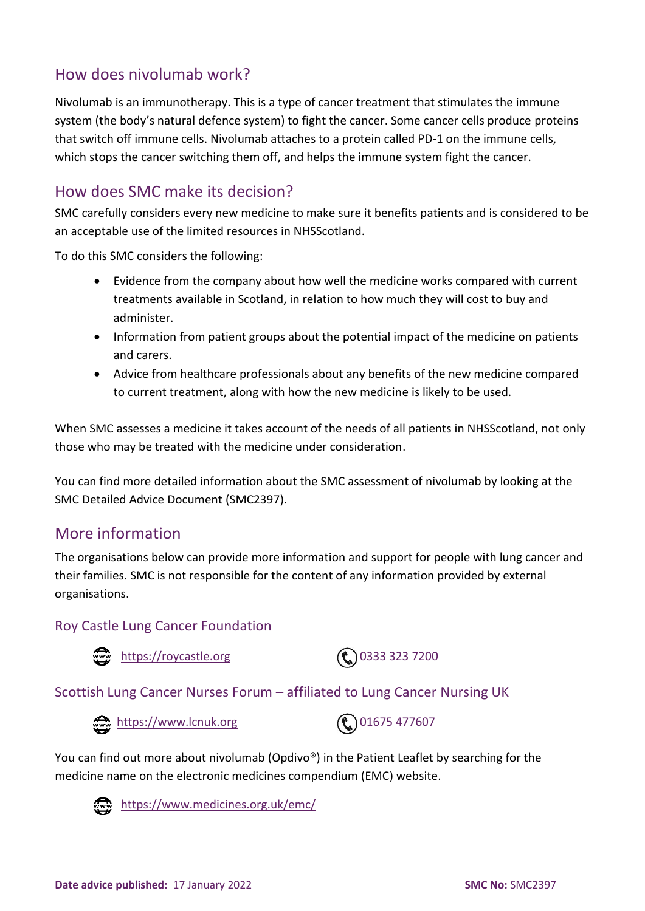## How does nivolumab work?

Nivolumab is an immunotherapy. This is a type of cancer treatment that stimulates the immune system (the body's natural defence system) to fight the cancer. Some cancer cells produce proteins that switch off immune cells. Nivolumab attaches to a protein called PD-1 on the immune cells, which stops the cancer switching them off, and helps the immune system fight the cancer.

## How does SMC make its decision?

SMC carefully considers every new medicine to make sure it benefits patients and is considered to be an acceptable use of the limited resources in NHSScotland.

To do this SMC considers the following:

- Evidence from the company about how well the medicine works compared with current treatments available in Scotland, in relation to how much they will cost to buy and administer.
- Information from patient groups about the potential impact of the medicine on patients and carers.
- Advice from healthcare professionals about any benefits of the new medicine compared to current treatment, along with how the new medicine is likely to be used.

When SMC assesses a medicine it takes account of the needs of all patients in NHSScotland, not only those who may be treated with the medicine under consideration.

You can find more detailed information about the SMC assessment of nivolumab by looking at the SMC Detailed Advice Document (SMC2397).

## More information

The organisations below can provide more information and support for people with lung cancer and their families. SMC is not responsible for the content of any information provided by external organisations.

### Roy Castle Lung Cancer Foundation

https://roycastle.org 0333 323 7200

### Scottish Lung Cancer Nurses Forum – affiliated to Lung Cancer Nursing UK

https://www.lcnuk.org 01675 477607

You can find out more about nivolumab (Opdivo®) in the Patient Leaflet by searching for the medicine name on the electronic medicines compendium (EMC) website.

https://www.medicines.org.uk/emc/

**Date advice published:** 17 January 2022 **SMC No:** SMC2397